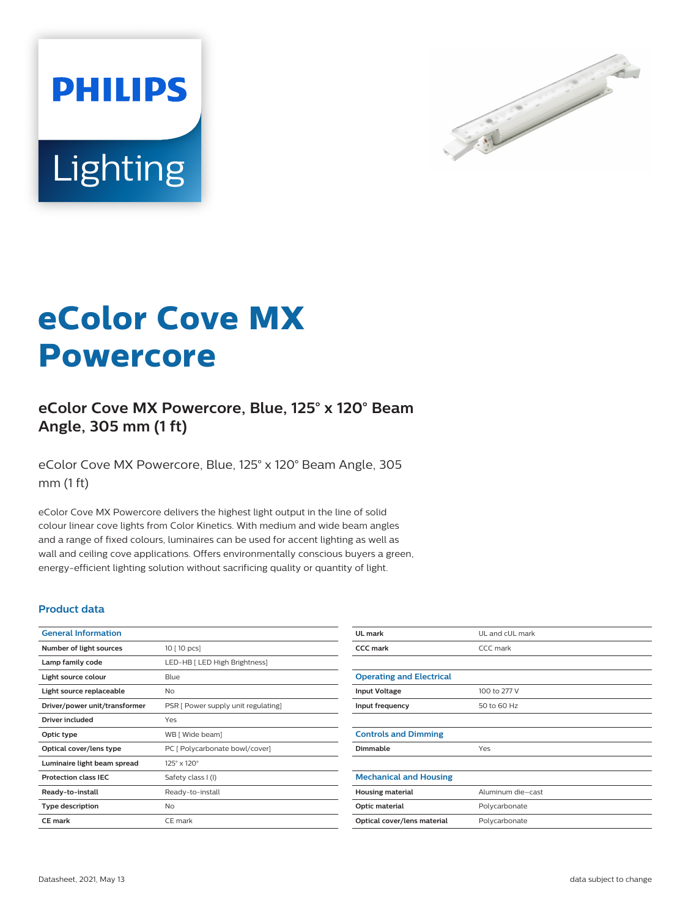# eColor Cove MX Powercore

## eColor Cove MX Powercore, Blue, 125° x 120° Beam Angle, 305 mm (1 ft)

eColor Cove MX Powercore, Blue, 125° x 120° Beam Angle, 305 mm (1 ft)

eColor Cove MX Powercore delivers the highest light output in the line of solid colour linear cove lights from Color Kinetics. With medium and wide beam angles and a range of fixed colours, luminaires can be used for accent lighting as well as wall and ceiling cove applications. Offers environmentally conscious buyers a green, energy-efficient lighting solution without sacrificing quality or quantity of light.

### Product data

| General Information | |
|---|---|
| Number of light sources | 10 [ 10 pcs] |
| Lamp family code | LED-HB [ LED High Brightness] |
| Light source colour | Blue |
| Light source replaceable | No |
| Driver/power unit/transformer | PSR [ Power supply unit regulating] |
| Driver included | Yes |
| Optic type | WB [ Wide beam] |
| Optical cover/lens type | PC [ Polycarbonate bowl/cover] |
| Luminaire light beam spread | 125° x 120° |
| Protection class IEC | Safety class I (I) |
| Ready-to-install | Ready-to-install |
| Type description | No |
| CE mark | CE mark |
| UL mark | UL and cUL mark |
| CCC mark | CCC mark |

| Operating and Electrical | |
|---|---|
| Input Voltage | 100 to 277 V |
| Input frequency | 50 to 60 Hz |

| Controls and Dimming | |
|---|---|
| Dimmable | Yes |

| Mechanical and Housing | |
|---|---|
| Housing material | Aluminum die-cast |
| Optic material | Polycarbonate |
| Optical cover/lens material | Polycarbonate |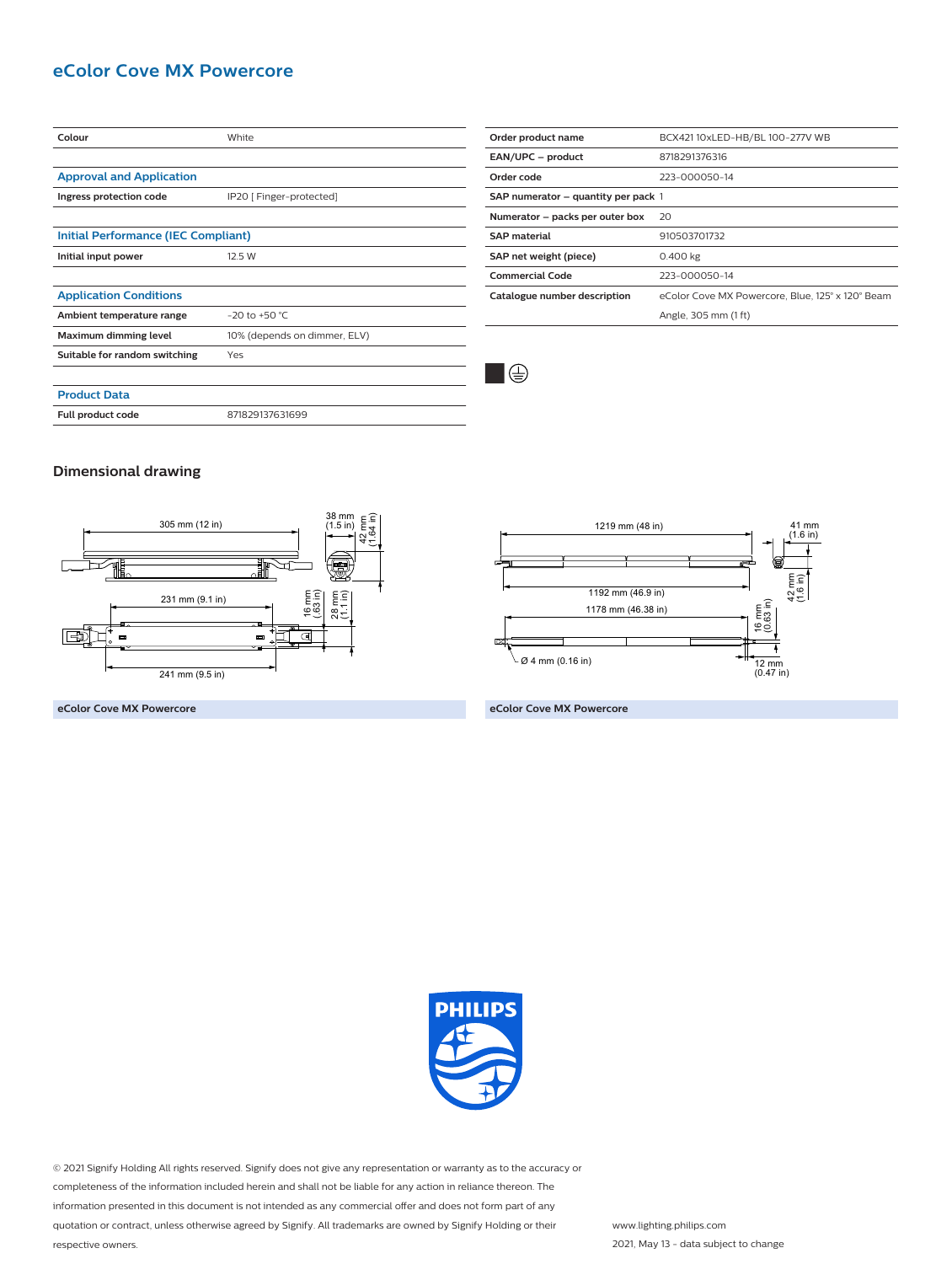## eColor Cove MX Powercore

| | |
|---|---|
| **Colour** | White |

### Approval and Application

| | |
|---|---|
| **Ingress protection code** | IP20 [ Finger-protected] |

### Initial Performance (IEC Compliant)

| | |
|---|---|
| **Initial input power** | 12.5 W |

### Application Conditions

| | |
|---|---|
| **Ambient temperature range** | -20 to +50 °C |
| **Maximum dimming level** | 10% (depends on dimmer, ELV) |
| **Suitable for random switching** | Yes |

### Product Data

| | |
|---|---|
| **Full product code** | 871829137631699 |
| **Order product name** | BCX421 10xLED-HB/BL 100-277V WB |
| **EAN/UPC – product** | 8718291376316 |
| **Order code** | 223-000050-14 |
| **SAP numerator – quantity per pack** | 1 |
| **Numerator – packs per outer box** | 20 |
| **SAP material** | 910503701732 |
| **SAP net weight (piece)** | 0.400 kg |
| **Commercial Code** | 223-000050-14 |
| **Catalogue number description** | eColor Cove MX Powercore, Blue, 125° x 120° Beam Angle, 305 mm (1 ft) |

### Dimensional drawing

305 mm (12 in)
38 mm (1.5 in)
42 mm (1.64 in)
231 mm (9.1 in)
16 mm (.63 in)
28 mm (1.1 in)
241 mm (9.5 in)

eColor Cove MX Powercore

1219 mm (48 in)
41 mm (1.6 in)
1192 mm (46.9 in)
1178 mm (46.38 in)
42 mm (1.6 in)
16 mm (0.63 in)
Ø 4 mm (0.16 in)
12 mm (0.47 in)

eColor Cove MX Powercore

© 2021 Signify Holding All rights reserved. Signify does not give any representation or warranty as to the accuracy or completeness of the information included herein and shall not be liable for any action in reliance thereon. The information presented in this document is not intended as any commercial offer and does not form part of any quotation or contract, unless otherwise agreed by Signify. All trademarks are owned by Signify Holding or their respective owners.

www.lighting.philips.com

2021, May 13 - data subject to change